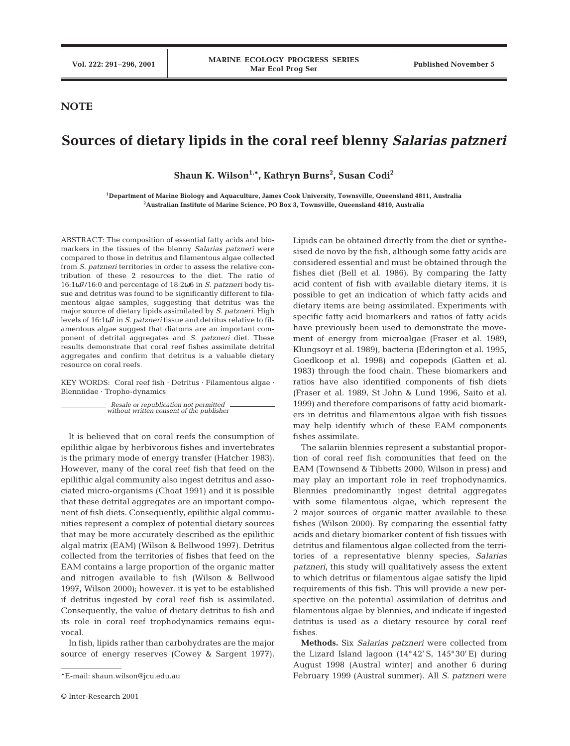**NOTE**

# Sources of dietary lipids in the coral reef blenny *Salarias patzneri*

**Shaun K. Wilson[1,*], Kathryn Burns[2], Susan Codi[2]**

[1]Department of Marine Biology and Aquaculture, James Cook University, Townsville, Queensland 4811, Australia
[2]Australian Institute of Marine Science, PO Box 3, Townsville, Queensland 4810, Australia

ABSTRACT: The composition of essential fatty acids and biomarkers in the tissues of the blenny *Salarias patzneri* were compared to those in detritus and filamentous algae collected from *S. patzneri* territories in order to assess the relative contribution of these 2 resources to the diet. The ratio of 16:1ω7/16:0 and percentage of 18:2ω6 in *S. patzneri* body tissue and detritus was found to be significantly different to filamentous algae samples, suggesting that detritus was the major source of dietary lipids assimilated by *S. patzneri*. High levels of 16:1ω7 in *S. patzneri* tissue and detritus relative to filamentous algae suggest that diatoms are an important component of detrital aggregates and *S. patzneri* diet. These results demonstrate that coral reef fishes assimilate detrital aggregates and confirm that detritus is a valuable dietary resource on coral reefs.

KEY WORDS: Coral reef fish · Detritus · Filamentous algae · Blenniidae · Tropho-dynamics

*Resale or republication not permitted without written consent of the publisher*

It is believed that on coral reefs the consumption of epilithic algae by herbivorous fishes and invertebrates is the primary mode of energy transfer (Hatcher 1983). However, many of the coral reef fish that feed on the epilithic algal community also ingest detritus and associated micro-organisms (Choat 1991) and it is possible that these detrital aggregates are an important component of fish diets. Consequently, epilithic algal communities represent a complex of potential dietary sources that may be more accurately described as the epilithic algal matrix (EAM) (Wilson & Bellwood 1997). Detritus collected from the territories of fishes that feed on the EAM contains a large proportion of the organic matter and nitrogen available to fish (Wilson & Bellwood 1997, Wilson 2000); however, it is yet to be established if detritus ingested by coral reef fish is assimilated. Consequently, the value of dietary detritus to fish and its role in coral reef trophodynamics remains equivocal.

In fish, lipids rather than carbohydrates are the major source of energy reserves (Cowey & Sargent 1977). Lipids can be obtained directly from the diet or synthesised de novo by the fish, although some fatty acids are considered essential and must be obtained through the fishes diet (Bell et al. 1986). By comparing the fatty acid content of fish with available dietary items, it is possible to get an indication of which fatty acids and dietary items are being assimilated. Experiments with specific fatty acid biomarkers and ratios of fatty acids have previously been used to demonstrate the movement of energy from microalgae (Fraser et al. 1989, Klungsoyr et al. 1989), bacteria (Ederington et al. 1995, Goedkoop et al. 1998) and copepods (Gatten et al. 1983) through the food chain. These biomarkers and ratios have also identified components of fish diets (Fraser et al. 1989, St John & Lund 1996, Saito et al. 1999) and therefore comparisons of fatty acid biomarkers in detritus and filamentous algae with fish tissues may help identify which of these EAM components fishes assimilate.

The salariin blennies represent a substantial proportion of coral reef fish communities that feed on the EAM (Townsend & Tibbetts 2000, Wilson in press) and may play an important role in reef trophodynamics. Blennies predominantly ingest detrital aggregates with some filamentous algae, which represent the 2 major sources of organic matter available to these fishes (Wilson 2000). By comparing the essential fatty acids and dietary biomarker content of fish tissues with detritus and filamentous algae collected from the territories of a representative blenny species, *Salarias patzneri*, this study will qualitatively assess the extent to which detritus or filamentous algae satisfy the lipid requirements of this fish. This will provide a new perspective on the potential assimilation of detritus and filamentous algae by blennies, and indicate if ingested detritus is used as a dietary resource by coral reef fishes.

**Methods.** Six *Salarias patzneri* were collected from the Lizard Island lagoon (14° 42′ S, 145° 30′ E) during August 1998 (Austral winter) and another 6 during February 1999 (Austral summer). All *S. patzneri* were

*E-mail: shaun.wilson@jcu.edu.au

© Inter-Research 2001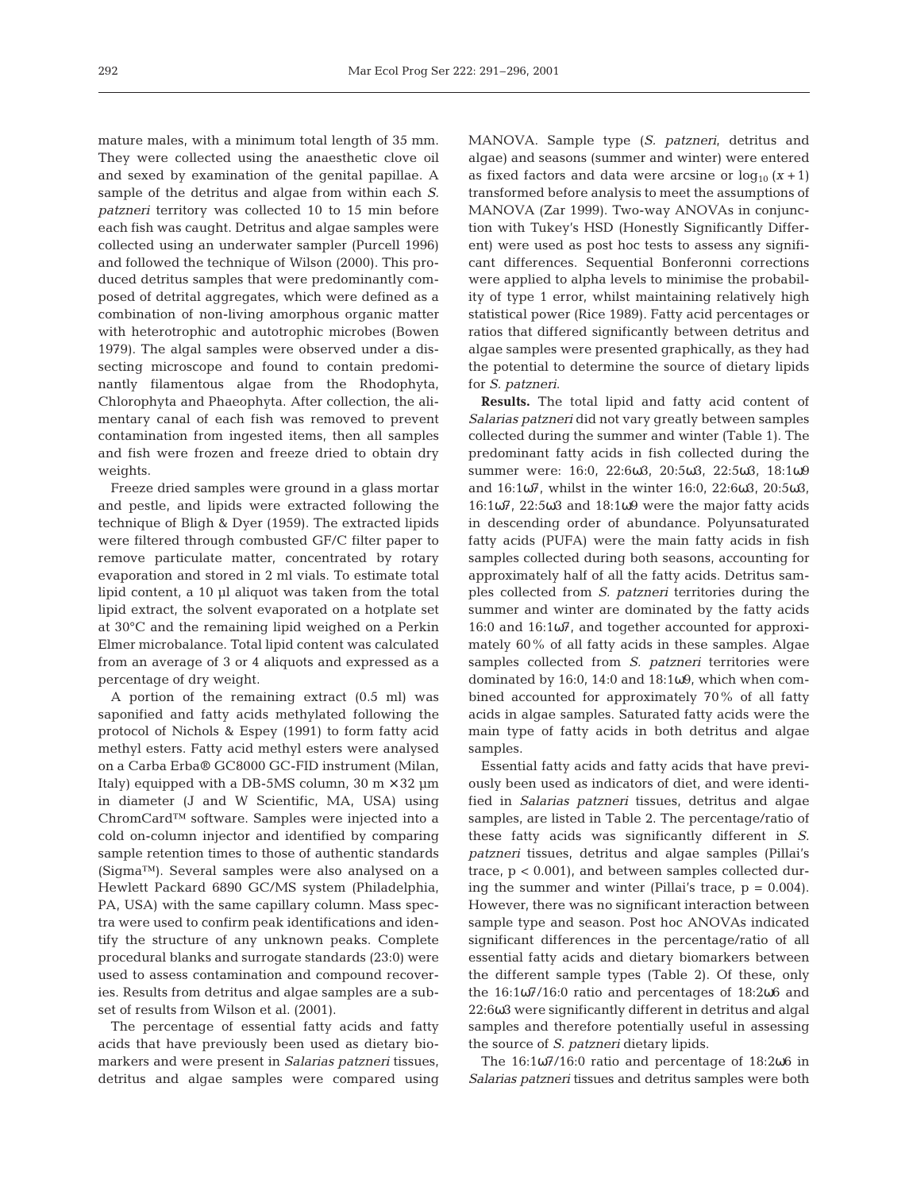mature males, with a minimum total length of 35 mm. They were collected using the anaesthetic clove oil and sexed by examination of the genital papillae. A sample of the detritus and algae from within each *S. patzneri* territory was collected 10 to 15 min before each fish was caught. Detritus and algae samples were collected using an underwater sampler (Purcell 1996) and followed the technique of Wilson (2000). This produced detritus samples that were predominantly composed of detrital aggregates, which were defined as a combination of non-living amorphous organic matter with heterotrophic and autotrophic microbes (Bowen 1979). The algal samples were observed under a dissecting microscope and found to contain predominantly filamentous algae from the Rhodophyta, Chlorophyta and Phaeophyta. After collection, the alimentary canal of each fish was removed to prevent contamination from ingested items, then all samples and fish were frozen and freeze dried to obtain dry weights.

Freeze dried samples were ground in a glass mortar and pestle, and lipids were extracted following the technique of Bligh & Dyer (1959). The extracted lipids were filtered through combusted GF/C filter paper to remove particulate matter, concentrated by rotary evaporation and stored in 2 ml vials. To estimate total lipid content, a 10 µl aliquot was taken from the total lipid extract, the solvent evaporated on a hotplate set at 30°C and the remaining lipid weighed on a Perkin Elmer microbalance. Total lipid content was calculated from an average of 3 or 4 aliquots and expressed as a percentage of dry weight.

A portion of the remaining extract (0.5 ml) was saponified and fatty acids methylated following the protocol of Nichols & Espey (1991) to form fatty acid methyl esters. Fatty acid methyl esters were analysed on a Carba Erba® GC8000 GC-FID instrument (Milan, Italy) equipped with a DB-5MS column, 30 m × 32 µm in diameter (J and W Scientific, MA, USA) using ChromCard™ software. Samples were injected into a cold on-column injector and identified by comparing sample retention times to those of authentic standards (Sigma™). Several samples were also analysed on a Hewlett Packard 6890 GC/MS system (Philadelphia, PA, USA) with the same capillary column. Mass spectra were used to confirm peak identifications and identify the structure of any unknown peaks. Complete procedural blanks and surrogate standards (23:0) were used to assess contamination and compound recoveries. Results from detritus and algae samples are a subset of results from Wilson et al. (2001).

The percentage of essential fatty acids and fatty acids that have previously been used as dietary biomarkers and were present in *Salarias patzneri* tissues, detritus and algae samples were compared using MANOVA. Sample type (*S. patzneri*, detritus and algae) and seasons (summer and winter) were entered as fixed factors and data were arcsine or $\log_{10}(x+1)$ transformed before analysis to meet the assumptions of MANOVA (Zar 1999). Two-way ANOVAs in conjunction with Tukey's HSD (Honestly Significantly Different) were used as post hoc tests to assess any significant differences. Sequential Bonferonni corrections were applied to alpha levels to minimise the probability of type 1 error, whilst maintaining relatively high statistical power (Rice 1989). Fatty acid percentages or ratios that differed significantly between detritus and algae samples were presented graphically, as they had the potential to determine the source of dietary lipids for *S. patzneri*.

**Results.** The total lipid and fatty acid content of *Salarias patzneri* did not vary greatly between samples collected during the summer and winter (Table 1). The predominant fatty acids in fish collected during the summer were: 16:0, 22:6ω3, 20:5ω3, 22:5ω3, 18:1ω9 and 16:1ω7, whilst in the winter 16:0, 22:6ω3, 20:5ω3, 16:1ω7, 22:5ω3 and 18:1ω9 were the major fatty acids in descending order of abundance. Polyunsaturated fatty acids (PUFA) were the main fatty acids in fish samples collected during both seasons, accounting for approximately half of all the fatty acids. Detritus samples collected from *S. patzneri* territories during the summer and winter are dominated by the fatty acids 16:0 and 16:1ω7, and together accounted for approximately 60% of all fatty acids in these samples. Algae samples collected from *S. patzneri* territories were dominated by 16:0, 14:0 and 18:1ω9, which when combined accounted for approximately 70% of all fatty acids in algae samples. Saturated fatty acids were the main type of fatty acids in both detritus and algae samples.

Essential fatty acids and fatty acids that have previously been used as indicators of diet, and were identified in *Salarias patzneri* tissues, detritus and algae samples, are listed in Table 2. The percentage/ratio of these fatty acids was significantly different in *S. patzneri* tissues, detritus and algae samples (Pillai's trace, $p < 0.001$), and between samples collected during the summer and winter (Pillai's trace, $p = 0.004$). However, there was no significant interaction between sample type and season. Post hoc ANOVAs indicated significant differences in the percentage/ratio of all essential fatty acids and dietary biomarkers between the different sample types (Table 2). Of these, only the 16:1ω7/16:0 ratio and percentages of 18:2ω6 and 22:6ω3 were significantly different in detritus and algal samples and therefore potentially useful in assessing the source of *S. patzneri* dietary lipids.

The 16:1ω7/16:0 ratio and percentage of 18:2ω6 in *Salarias patzneri* tissues and detritus samples were both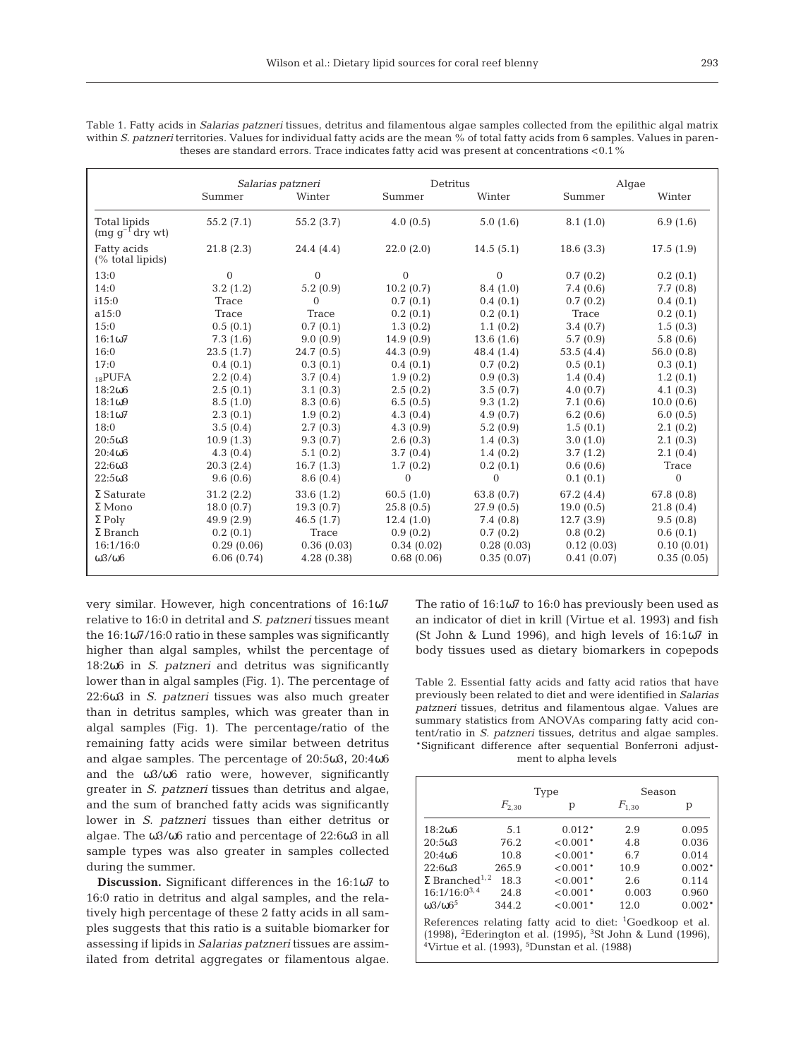Table 1. Fatty acids in *Salarias patzneri* tissues, detritus and filamentous algae samples collected from the epilithic algal matrix within *S. patzneri* territories. Values for individual fatty acids are the mean % of total fatty acids from 6 samples. Values in parentheses are standard errors. Trace indicates fatty acid was present at concentrations <0.1 %

| | *Salarias patzneri* | | Detritus | | Algae | |
|---|---|---|---|---|---|---|
| | Summer | Winter | Summer | Winter | Summer | Winter |
| Total lipids (mg $g^{-1}$ dry wt) | 55.2 (7.1) | 55.2 (3.7) | 4.0 (0.5) | 5.0 (1.6) | 8.1 (1.0) | 6.9 (1.6) |
| Fatty acids (% total lipids) | 21.8 (2.3) | 24.4 (4.4) | 22.0 (2.0) | 14.5 (5.1) | 18.6 (3.3) | 17.5 (1.9) |
| 13:0 | 0 | 0 | 0 | 0 | 0.7 (0.2) | 0.2 (0.1) |
| 14:0 | 3.2 (1.2) | 5.2 (0.9) | 10.2 (0.7) | 8.4 (1.0) | 7.4 (0.6) | 7.7 (0.8) |
| i15:0 | Trace | 0 | 0.7 (0.1) | 0.4 (0.1) | 0.7 (0.2) | 0.4 (0.1) |
| a15:0 | Trace | Trace | 0.2 (0.1) | 0.2 (0.1) | Trace | 0.2 (0.1) |
| 15:0 | 0.5 (0.1) | 0.7 (0.1) | 1.3 (0.2) | 1.1 (0.2) | 3.4 (0.7) | 1.5 (0.3) |
| 16:1ω7 | 7.3 (1.6) | 9.0 (0.9) | 14.9 (0.9) | 13.6 (1.6) | 5.7 (0.9) | 5.8 (0.6) |
| 16:0 | 23.5 (1.7) | 24.7 (0.5) | 44.3 (0.9) | 48.4 (1.4) | 53.5 (4.4) | 56.0 (0.8) |
| 17:0 | 0.4 (0.1) | 0.3 (0.1) | 0.4 (0.1) | 0.7 (0.2) | 0.5 (0.1) | 0.3 (0.1) |
| $_{18}$PUFA | 2.2 (0.4) | 3.7 (0.4) | 1.9 (0.2) | 0.9 (0.3) | 1.4 (0.4) | 1.2 (0.1) |
| 18:2ω6 | 2.5 (0.1) | 3.1 (0.3) | 2.5 (0.2) | 3.5 (0.7) | 4.0 (0.7) | 4.1 (0.3) |
| 18:1ω9 | 8.5 (1.0) | 8.3 (0.6) | 6.5 (0.5) | 9.3 (1.2) | 7.1 (0.6) | 10.0 (0.6) |
| 18:1ω7 | 2.3 (0.1) | 1.9 (0.2) | 4.3 (0.4) | 4.9 (0.7) | 6.2 (0.6) | 6.0 (0.5) |
| 18:0 | 3.5 (0.4) | 2.7 (0.3) | 4.3 (0.9) | 5.2 (0.9) | 1.5 (0.1) | 2.1 (0.2) |
| 20:5ω3 | 10.9 (1.3) | 9.3 (0.7) | 2.6 (0.3) | 1.4 (0.3) | 3.0 (1.0) | 2.1 (0.3) |
| 20:4ω6 | 4.3 (0.4) | 5.1 (0.2) | 3.7 (0.4) | 1.4 (0.2) | 3.7 (1.2) | 2.1 (0.4) |
| 22:6ω3 | 20.3 (2.4) | 16.7 (1.3) | 1.7 (0.2) | 0.2 (0.1) | 0.6 (0.6) | Trace |
| 22:5ω3 | 9.6 (0.6) | 8.6 (0.4) | 0 | 0 | 0.1 (0.1) | 0 |
| Σ Saturate | 31.2 (2.2) | 33.6 (1.2) | 60.5 (1.0) | 63.8 (0.7) | 67.2 (4.4) | 67.8 (0.8) |
| Σ Mono | 18.0 (0.7) | 19.3 (0.7) | 25.8 (0.5) | 27.9 (0.5) | 19.0 (0.5) | 21.8 (0.4) |
| Σ Poly | 49.9 (2.9) | 46.5 (1.7) | 12.4 (1.0) | 7.4 (0.8) | 12.7 (3.9) | 9.5 (0.8) |
| Σ Branch | 0.2 (0.1) | Trace | 0.9 (0.2) | 0.7 (0.2) | 0.8 (0.2) | 0.6 (0.1) |
| 16:1/16:0 | 0.29 (0.06) | 0.36 (0.03) | 0.34 (0.02) | 0.28 (0.03) | 0.12 (0.03) | 0.10 (0.01) |
| ω3/ω6 | 6.06 (0.74) | 4.28 (0.38) | 0.68 (0.06) | 0.35 (0.07) | 0.41 (0.07) | 0.35 (0.05) |

very similar. However, high concentrations of 16:1ω7 relative to 16:0 in detrital and *S. patzneri* tissues meant the 16:1ω7/16:0 ratio in these samples was significantly higher than algal samples, whilst the percentage of 18:2ω6 in *S. patzneri* and detritus was significantly lower than in algal samples (Fig. 1). The percentage of 22:6ω3 in *S. patzneri* tissues was also much greater than in detritus samples, which was greater than in algal samples (Fig. 1). The percentage/ratio of the remaining fatty acids were similar between detritus and algae samples. The percentage of 20:5ω3, 20:4ω6 and the ω3/ω6 ratio were, however, significantly greater in *S. patzneri* tissues than detritus and algae, and the sum of branched fatty acids was significantly lower in *S. patzneri* tissues than either detritus or algae. The ω3/ω6 ratio and percentage of 22:6ω3 in all sample types was also greater in samples collected during the summer.

**Discussion.** Significant differences in the 16:1ω7 to 16:0 ratio in detritus and algal samples, and the relatively high percentage of these 2 fatty acids in all samples suggests that this ratio is a suitable biomarker for assessing if lipids in *Salarias patzneri* tissues are assimilated from detrital aggregates or filamentous algae. The ratio of 16:1ω7 to 16:0 has previously been used as an indicator of diet in krill (Virtue et al. 1993) and fish (St John & Lund 1996), and high levels of 16:1ω7 in body tissues used as dietary biomarkers in copepods

Table 2. Essential fatty acids and fatty acid ratios that have previously been related to diet and were identified in *Salarias patzneri* tissues, detritus and filamentous algae. Values are summary statistics from ANOVAs comparing fatty acid content/ratio in *S. patzneri* tissues, detritus and algae samples. *Significant difference after sequential Bonferroni adjustment to alpha levels

| | Type | | Season | |
|---|---|---|---|---|
| | $F_{2,30}$ | p | $F_{1,30}$ | p |
| 18:2ω6 | 5.1 | 0.012* | 2.9 | 0.095 |
| 20:5ω3 | 76.2 | <0.001* | 4.8 | 0.036 |
| 20:4ω6 | 10.8 | <0.001* | 6.7 | 0.014 |
| 22:6ω3 | 265.9 | <0.001* | 10.9 | 0.002* |
| Σ Branched[1,2] | 18.3 | <0.001* | 2.6 | 0.114 |
| 16:1/16:0[3,4] | 24.8 | <0.001* | 0.003 | 0.960 |
| ω3/ω6[5] | 344.2 | <0.001* | 12.0 | 0.002* |

References relating fatty acid to diet: [1]Goedkoop et al. (1998), [2]Ederington et al. (1995), [3]St John & Lund (1996), [4]Virtue et al. (1993), [5]Dunstan et al. (1988)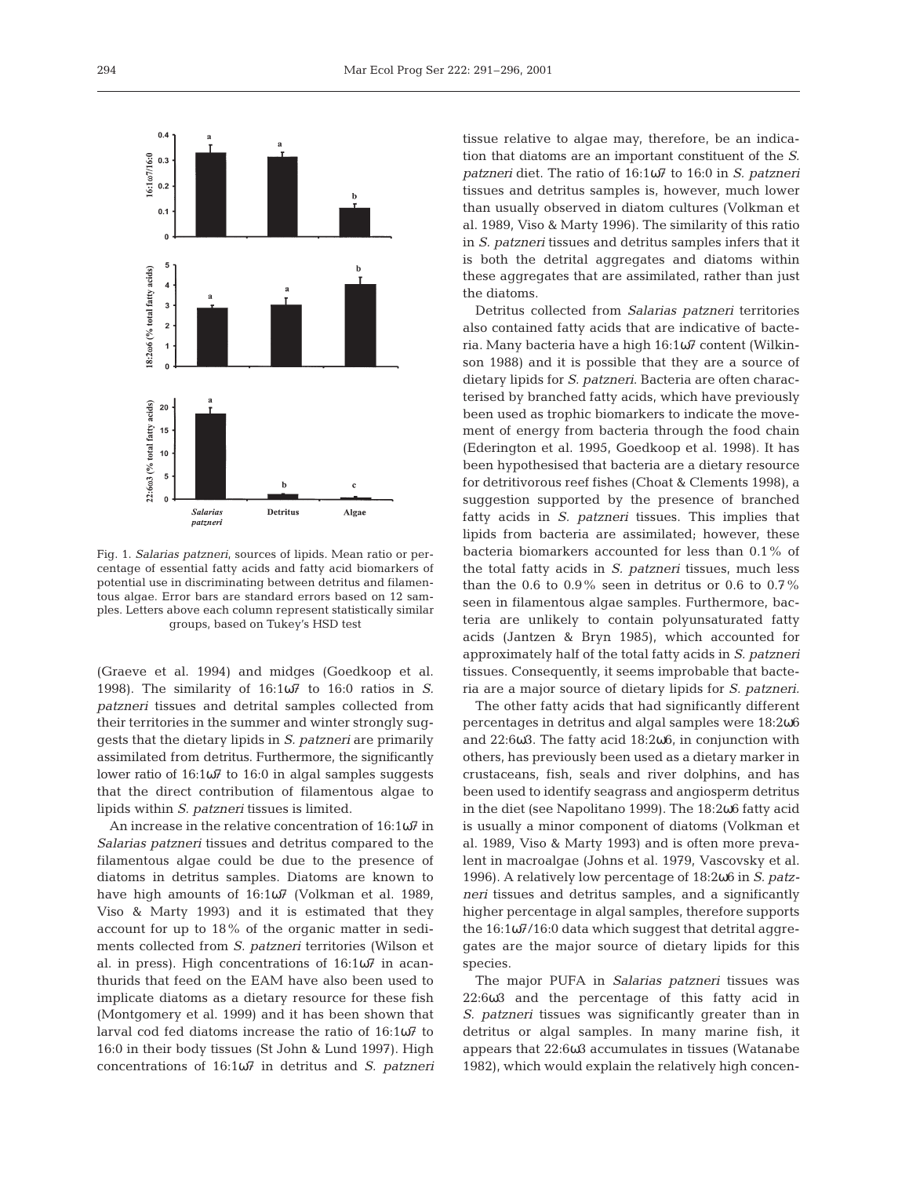Fig. 1. *Salarias patzneri*, sources of lipids. Mean ratio or percentage of essential fatty acids and fatty acid biomarkers of potential use in discriminating between detritus and filamentous algae. Error bars are standard errors based on 12 samples. Letters above each column represent statistically similar groups, based on Tukey's HSD test

(Graeve et al. 1994) and midges (Goedkoop et al. 1998). The similarity of 16:1ω7 to 16:0 ratios in *S. patzneri* tissues and detrital samples collected from their territories in the summer and winter strongly suggests that the dietary lipids in *S. patzneri* are primarily assimilated from detritus. Furthermore, the significantly lower ratio of 16:1ω7 to 16:0 in algal samples suggests that the direct contribution of filamentous algae to lipids within *S. patzneri* tissues is limited.

An increase in the relative concentration of 16:1ω7 in *Salarias patzneri* tissues and detritus compared to the filamentous algae could be due to the presence of diatoms in detritus samples. Diatoms are known to have high amounts of 16:1ω7 (Volkman et al. 1989, Viso & Marty 1993) and it is estimated that they account for up to 18% of the organic matter in sediments collected from *S. patzneri* territories (Wilson et al. in press). High concentrations of 16:1ω7 in acanthurids that feed on the EAM have also been used to implicate diatoms as a dietary resource for these fish (Montgomery et al. 1999) and it has been shown that larval cod fed diatoms increase the ratio of 16:1ω7 to 16:0 in their body tissues (St John & Lund 1997). High concentrations of 16:1ω7 in detritus and *S. patzneri* tissue relative to algae may, therefore, be an indication that diatoms are an important constituent of the *S. patzneri* diet. The ratio of 16:1ω7 to 16:0 in *S. patzneri* tissues and detritus samples is, however, much lower than usually observed in diatom cultures (Volkman et al. 1989, Viso & Marty 1996). The similarity of this ratio in *S. patzneri* tissues and detritus samples infers that it is both the detrital aggregates and diatoms within these aggregates that are assimilated, rather than just the diatoms.

Detritus collected from *Salarias patzneri* territories also contained fatty acids that are indicative of bacteria. Many bacteria have a high 16:1ω7 content (Wilkinson 1988) and it is possible that they are a source of dietary lipids for *S. patzneri*. Bacteria are often characterised by branched fatty acids, which have previously been used as trophic biomarkers to indicate the movement of energy from bacteria through the food chain (Ederington et al. 1995, Goedkoop et al. 1998). It has been hypothesised that bacteria are a dietary resource for detritivorous reef fishes (Choat & Clements 1998), a suggestion supported by the presence of branched fatty acids in *S. patzneri* tissues. This implies that lipids from bacteria are assimilated; however, these bacteria biomarkers accounted for less than 0.1% of the total fatty acids in *S. patzneri* tissues, much less than the 0.6 to 0.9% seen in detritus or 0.6 to 0.7% seen in filamentous algae samples. Furthermore, bacteria are unlikely to contain polyunsaturated fatty acids (Jantzen & Bryn 1985), which accounted for approximately half of the total fatty acids in *S. patzneri* tissues. Consequently, it seems improbable that bacteria are a major source of dietary lipids for *S. patzneri*.

The other fatty acids that had significantly different percentages in detritus and algal samples were 18:2ω6 and 22:6ω3. The fatty acid 18:2ω6, in conjunction with others, has previously been used as a dietary marker in crustaceans, fish, seals and river dolphins, and has been used to identify seagrass and angiosperm detritus in the diet (see Napolitano 1999). The 18:2ω6 fatty acid is usually a minor component of diatoms (Volkman et al. 1989, Viso & Marty 1993) and is often more prevalent in macroalgae (Johns et al. 1979, Vascovsky et al. 1996). A relatively low percentage of 18:2ω6 in *S. patzneri* tissues and detritus samples, and a significantly higher percentage in algal samples, therefore supports the 16:1ω7/16:0 data which suggest that detrital aggregates are the major source of dietary lipids for this species.

The major PUFA in *Salarias patzneri* tissues was 22:6ω3 and the percentage of this fatty acid in *S. patzneri* tissues was significantly greater than in detritus or algal samples. In many marine fish, it appears that 22:6ω3 accumulates in tissues (Watanabe 1982), which would explain the relatively high concen-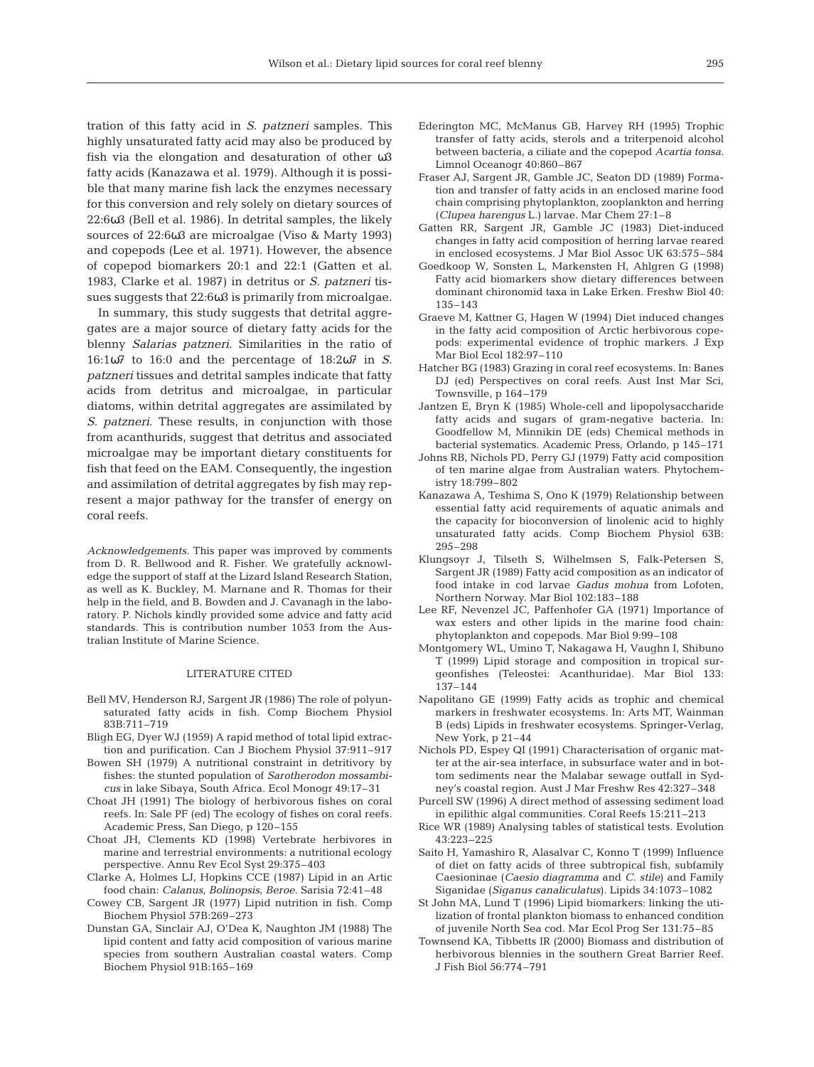tration of this fatty acid in *S. patzneri* samples. This highly unsaturated fatty acid may also be produced by fish via the elongation and desaturation of other ω3 fatty acids (Kanazawa et al. 1979). Although it is possible that many marine fish lack the enzymes necessary for this conversion and rely solely on dietary sources of 22:6ω3 (Bell et al. 1986). In detrital samples, the likely sources of 22:6ω3 are microalgae (Viso & Marty 1993) and copepods (Lee et al. 1971). However, the absence of copepod biomarkers 20:1 and 22:1 (Gatten et al. 1983, Clarke et al. 1987) in detritus or *S. patzneri* tissues suggests that 22:6ω3 is primarily from microalgae.

In summary, this study suggests that detrital aggregates are a major source of dietary fatty acids for the blenny *Salarias patzneri*. Similarities in the ratio of 16:1ω7 to 16:0 and the percentage of 18:2ω7 in *S. patzneri* tissues and detrital samples indicate that fatty acids from detritus and microalgae, in particular diatoms, within detrital aggregates are assimilated by *S. patzneri*. These results, in conjunction with those from acanthurids, suggest that detritus and associated microalgae may be important dietary constituents for fish that feed on the EAM. Consequently, the ingestion and assimilation of detrital aggregates by fish may represent a major pathway for the transfer of energy on coral reefs.

*Acknowledgements.* This paper was improved by comments from D. R. Bellwood and R. Fisher. We gratefully acknowledge the support of staff at the Lizard Island Research Station, as well as K. Buckley, M. Marnane and R. Thomas for their help in the field, and B. Bowden and J. Cavanagh in the laboratory. P. Nichols kindly provided some advice and fatty acid standards. This is contribution number 1053 from the Australian Institute of Marine Science.

## LITERATURE CITED

- Bell MV, Henderson RJ, Sargent JR (1986) The role of polyunsaturated fatty acids in fish. Comp Biochem Physiol 83B:711–719
- Bligh EG, Dyer WJ (1959) A rapid method of total lipid extraction and purification. Can J Biochem Physiol 37:911–917
- Bowen SH (1979) A nutritional constraint in detritivory by fishes: the stunted population of *Sarotherodon mossambicus* in lake Sibaya, South Africa. Ecol Monogr 49:17–31
- Choat JH (1991) The biology of herbivorous fishes on coral reefs. In: Sale PF (ed) The ecology of fishes on coral reefs. Academic Press, San Diego, p 120–155
- Choat JH, Clements KD (1998) Vertebrate herbivores in marine and terrestrial environments: a nutritional ecology perspective. Annu Rev Ecol Syst 29:375–403
- Clarke A, Holmes LJ, Hopkins CCE (1987) Lipid in an Artic food chain: *Calanus*, *Bolinopsis*, *Beroe*. Sarisia 72:41–48
- Cowey CB, Sargent JR (1977) Lipid nutrition in fish. Comp Biochem Physiol 57B:269–273
- Dunstan GA, Sinclair AJ, O'Dea K, Naughton JM (1988) The lipid content and fatty acid composition of various marine species from southern Australian coastal waters. Comp Biochem Physiol 91B:165–169
- Ederington MC, McManus GB, Harvey RH (1995) Trophic transfer of fatty acids, sterols and a triterpenoid alcohol between bacteria, a ciliate and the copepod *Acartia tonsa*. Limnol Oceanogr 40:860–867
- Fraser AJ, Sargent JR, Gamble JC, Seaton DD (1989) Formation and transfer of fatty acids in an enclosed marine food chain comprising phytoplankton, zooplankton and herring (*Clupea harengus* L.) larvae. Mar Chem 27:1–8
- Gatten RR, Sargent JR, Gamble JC (1983) Diet-induced changes in fatty acid composition of herring larvae reared in enclosed ecosystems. J Mar Biol Assoc UK 63:575–584
- Goedkoop W, Sonsten L, Markensten H, Ahlgren G (1998) Fatty acid biomarkers show dietary differences between dominant chironomid taxa in Lake Erken. Freshw Biol 40: 135–143
- Graeve M, Kattner G, Hagen W (1994) Diet induced changes in the fatty acid composition of Arctic herbivorous copepods: experimental evidence of trophic markers. J Exp Mar Biol Ecol 182:97–110
- Hatcher BG (1983) Grazing in coral reef ecosystems. In: Banes DJ (ed) Perspectives on coral reefs. Aust Inst Mar Sci, Townsville, p 164–179
- Jantzen E, Bryn K (1985) Whole-cell and lipopolysaccharide fatty acids and sugars of gram-negative bacteria. In: Goodfellow M, Minnikin DE (eds) Chemical methods in bacterial systematics. Academic Press, Orlando, p 145–171
- Johns RB, Nichols PD, Perry GJ (1979) Fatty acid composition of ten marine algae from Australian waters. Phytochemistry 18:799–802
- Kanazawa A, Teshima S, Ono K (1979) Relationship between essential fatty acid requirements of aquatic animals and the capacity for bioconversion of linolenic acid to highly unsaturated fatty acids. Comp Biochem Physiol 63B: 295–298
- Klungsoyr J, Tilseth S, Wilhelmsen S, Falk-Petersen S, Sargent JR (1989) Fatty acid composition as an indicator of food intake in cod larvae *Gadus mohua* from Lofoten, Northern Norway. Mar Biol 102:183–188
- Lee RF, Nevenzel JC, Paffenhofer GA (1971) Importance of wax esters and other lipids in the marine food chain: phytoplankton and copepods. Mar Biol 9:99–108
- Montgomery WL, Umino T, Nakagawa H, Vaughn I, Shibuno T (1999) Lipid storage and composition in tropical surgeonfishes (Teleostei: Acanthuridae). Mar Biol 133: 137–144
- Napolitano GE (1999) Fatty acids as trophic and chemical markers in freshwater ecosystems. In: Arts MT, Wainman B (eds) Lipids in freshwater ecosystems. Springer-Verlag, New York, p 21–44
- Nichols PD, Espey QI (1991) Characterisation of organic matter at the air-sea interface, in subsurface water and in bottom sediments near the Malabar sewage outfall in Sydney's coastal region. Aust J Mar Freshw Res 42:327–348
- Purcell SW (1996) A direct method of assessing sediment load in epilithic algal communities. Coral Reefs 15:211–213
- Rice WR (1989) Analysing tables of statistical tests. Evolution 43:223–225
- Saito H, Yamashiro R, Alasalvar C, Konno T (1999) Influence of diet on fatty acids of three subtropical fish, subfamily Caesioninae (*Caesio diagramma* and *C. stile*) and Family Siganidae (*Siganus canaliculatus*). Lipids 34:1073–1082
- St John MA, Lund T (1996) Lipid biomarkers: linking the utilization of frontal plankton biomass to enhanced condition of juvenile North Sea cod. Mar Ecol Prog Ser 131:75–85
- Townsend KA, Tibbetts IR (2000) Biomass and distribution of herbivorous blennies in the southern Great Barrier Reef. J Fish Biol 56:774–791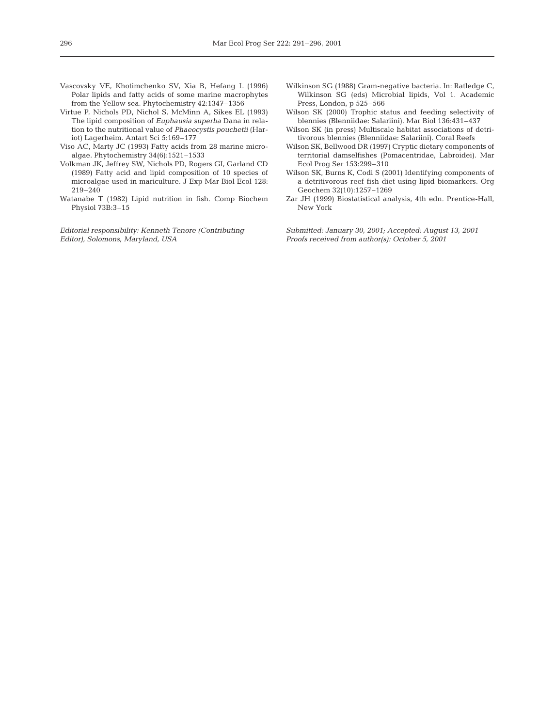Vascovsky VE, Khotimchenko SV, Xia B, Hefang L (1996) Polar lipids and fatty acids of some marine macrophytes from the Yellow sea. Phytochemistry 42:1347–1356

Virtue P, Nichols PD, Nichol S, McMinn A, Sikes EL (1993) The lipid composition of *Euphausia superba* Dana in relation to the nutritional value of *Phaeocystis pouchetii* (Hariot) Lagerheim. Antart Sci 5:169–177

Viso AC, Marty JC (1993) Fatty acids from 28 marine microalgae. Phytochemistry 34(6):1521–1533

Volkman JK, Jeffrey SW, Nichols PD, Rogers GI, Garland CD (1989) Fatty acid and lipid composition of 10 species of microalgae used in mariculture. J Exp Mar Biol Ecol 128: 219–240

Watanabe T (1982) Lipid nutrition in fish. Comp Biochem Physiol 73B:3–15

Wilkinson SG (1988) Gram-negative bacteria. In: Ratledge C, Wilkinson SG (eds) Microbial lipids, Vol 1. Academic Press, London, p 525–566

Wilson SK (2000) Trophic status and feeding selectivity of blennies (Blenniidae: Salariini). Mar Biol 136:431–437

Wilson SK (in press) Multiscale habitat associations of detritivorous blennies (Blenniidae: Salariini). Coral Reefs

Wilson SK, Bellwood DR (1997) Cryptic dietary components of territorial damselfishes (Pomacentridae, Labroidei). Mar Ecol Prog Ser 153:299–310

Wilson SK, Burns K, Codi S (2001) Identifying components of a detritivorous reef fish diet using lipid biomarkers. Org Geochem 32(10):1257–1269

Zar JH (1999) Biostatistical analysis, 4th edn. Prentice-Hall, New York

*Editorial responsibility: Kenneth Tenore (Contributing Editor), Solomons, Maryland, USA*

*Submitted: January 30, 2001; Accepted: August 13, 2001*
*Proofs received from author(s): October 5, 2001*